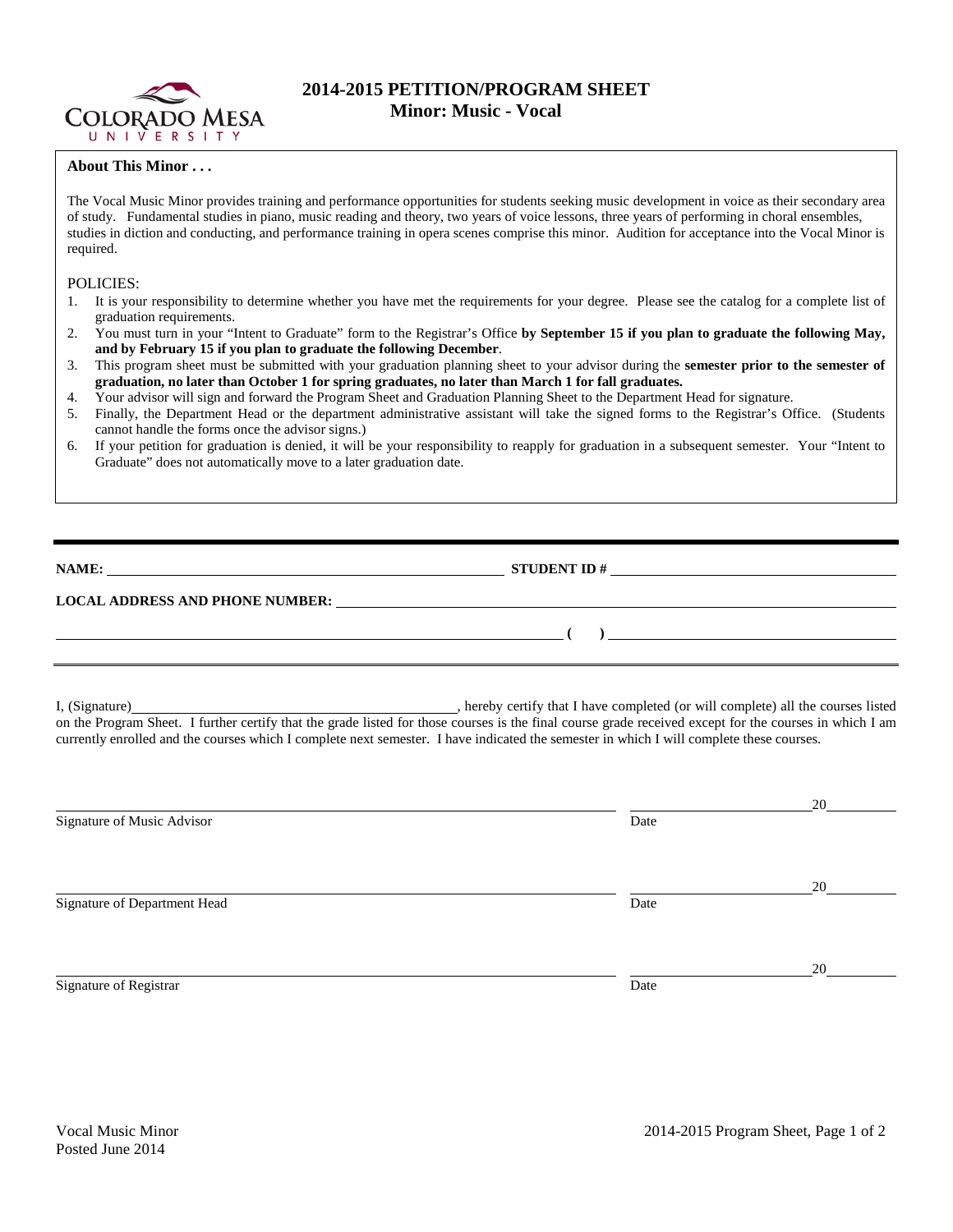# 2014-2015 PETITION/PROGRAM SHEET
## Minor: Music - Vocal

**About This Minor . . .**

The Vocal Music Minor provides training and performance opportunities for students seeking music development in voice as their secondary area of study. Fundamental studies in piano, music reading and theory, two years of voice lessons, three years of performing in choral ensembles, studies in diction and conducting, and performance training in opera scenes comprise this minor. Audition for acceptance into the Vocal Minor is required.

POLICIES:

1. It is your responsibility to determine whether you have met the requirements for your degree. Please see the catalog for a complete list of graduation requirements.
2. You must turn in your "Intent to Graduate" form to the Registrar's Office **by September 15 if you plan to graduate the following May, and by February 15 if you plan to graduate the following December**.
3. This program sheet must be submitted with your graduation planning sheet to your advisor during the **semester prior to the semester of graduation, no later than October 1 for spring graduates, no later than March 1 for fall graduates.**
4. Your advisor will sign and forward the Program Sheet and Graduation Planning Sheet to the Department Head for signature.
5. Finally, the Department Head or the department administrative assistant will take the signed forms to the Registrar's Office. (Students cannot handle the forms once the advisor signs.)
6. If your petition for graduation is denied, it will be your responsibility to reapply for graduation in a subsequent semester. Your "Intent to Graduate" does not automatically move to a later graduation date.

---

**NAME:** ______________________________ **STUDENT ID #** ______________________________

**LOCAL ADDRESS AND PHONE NUMBER:** ______________________________

______________________________ **( )** ______________________________

I, (Signature)______________________________, hereby certify that I have completed (or will complete) all the courses listed on the Program Sheet. I further certify that the grade listed for those courses is the final course grade received except for the courses in which I am currently enrolled and the courses which I complete next semester. I have indicated the semester in which I will complete these courses.

______________________________ ______________20______
Signature of Music Advisor Date

______________________________ ______________20______
Signature of Department Head Date

______________________________ ______________20______
Signature of Registrar Date

Vocal Music Minor
Posted June 2014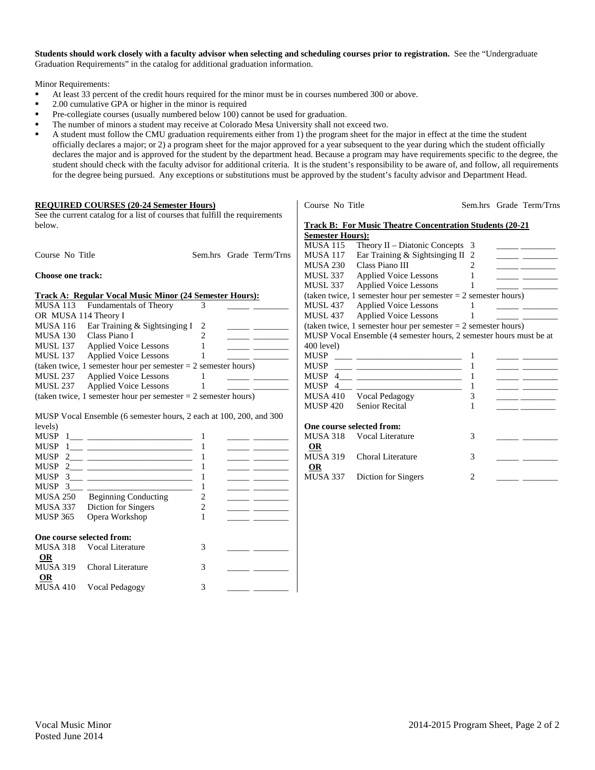**Students should work closely with a faculty advisor when selecting and scheduling courses prior to registration.** See the "Undergraduate Graduation Requirements" in the catalog for additional graduation information.

Minor Requirements:

- At least 33 percent of the credit hours required for the minor must be in courses numbered 300 or above.
- 2.00 cumulative GPA or higher in the minor is required
- Pre-collegiate courses (usually numbered below 100) cannot be used for graduation.
- The number of minors a student may receive at Colorado Mesa University shall not exceed two.
- A student must follow the CMU graduation requirements either from 1) the program sheet for the major in effect at the time the student officially declares a major; or 2) a program sheet for the major approved for a year subsequent to the year during which the student officially declares the major and is approved for the student by the department head. Because a program may have requirements specific to the degree, the student should check with the faculty advisor for additional criteria. It is the student's responsibility to be aware of, and follow, all requirements for the degree being pursued. Any exceptions or substitutions must be approved by the student's faculty advisor and Department Head.

**REQUIRED COURSES (20-24 Semester Hours)**

See the current catalog for a list of courses that fulfill the requirements below.

**Choose one track:**

**Track A: Regular Vocal Music Minor (24 Semester Hours):**

| Course No | Title | Sem.hrs | Grade | Term/Trns |
|---|---|---|---|---|
| MUSA 113 | Fundamentals of Theory | 3 | _____ | ________ |
| OR MUSA 114 Theory I | | | | |
| MUSA 116 | Ear Training & Sightsinging I | 2 | _____ | ________ |
| MUSA 130 | Class Piano I | 2 | _____ | ________ |
| MUSL 137 | Applied Voice Lessons | 1 | _____ | ________ |
| MUSL 137 | Applied Voice Lessons | 1 | _____ | ________ |
| (taken twice, 1 semester hour per semester = 2 semester hours) | | | | |
| MUSL 237 | Applied Voice Lessons | 1 | _____ | ________ |
| MUSL 237 | Applied Voice Lessons | 1 | _____ | ________ |
| (taken twice, 1 semester hour per semester = 2 semester hours) | | | | |

MUSP Vocal Ensemble (6 semester hours, 2 each at 100, 200, and 300 levels)

| Course No | Title | Sem.hrs | Grade | Term/Trns |
|---|---|---|---|---|
| MUSP 1___ | ________________________ | 1 | _____ | ________ |
| MUSP 1___ | ________________________ | 1 | _____ | ________ |
| MUSP 2___ | ________________________ | 1 | _____ | ________ |
| MUSP 2___ | ________________________ | 1 | _____ | ________ |
| MUSP 3___ | ________________________ | 1 | _____ | ________ |
| MUSP 3___ | ________________________ | 1 | _____ | ________ |
| MUSA 250 | Beginning Conducting | 2 | _____ | ________ |
| MUSA 337 | Diction for Singers | 2 | _____ | ________ |
| MUSP 365 | Opera Workshop | 1 | _____ | ________ |

**One course selected from:**

| Course No | Title | Sem.hrs | Grade | Term/Trns |
|---|---|---|---|---|
| MUSA 318 | Vocal Literature | 3 | _____ | ________ |
| **OR** | | | | |
| MUSA 319 | Choral Literature | 3 | _____ | ________ |
| **OR** | | | | |
| MUSA 410 | Vocal Pedagogy | 3 | _____ | ________ |

**Track B: For Music Theatre Concentration Students (20-21 Semester Hours):**

| Course No | Title | Sem.hrs | Grade | Term/Trns |
|---|---|---|---|---|
| MUSA 115 | Theory II – Diatonic Concepts | 3 | _____ | ________ |
| MUSA 117 | Ear Training & Sightsinging II | 2 | _____ | ________ |
| MUSA 230 | Class Piano III | 2 | _____ | ________ |
| MUSL 337 | Applied Voice Lessons | 1 | _____ | ________ |
| MUSL 337 | Applied Voice Lessons | 1 | _____ | ________ |
| (taken twice, 1 semester hour per semester = 2 semester hours) | | | | |
| MUSL 437 | Applied Voice Lessons | 1 | _____ | ________ |
| MUSL 437 | Applied Voice Lessons | 1 | _____ | ________ |
| (taken twice, 1 semester hour per semester = 2 semester hours) | | | | |

MUSP Vocal Ensemble (4 semester hours, 2 semester hours must be at 400 level)

| Course No | Title | Sem.hrs | Grade | Term/Trns |
|---|---|---|---|---|
| MUSP ____ | ________________________ | 1 | _____ | ________ |
| MUSP ____ | ________________________ | 1 | _____ | ________ |
| MUSP 4___ | ________________________ | 1 | _____ | ________ |
| MUSP 4___ | ________________________ | 1 | _____ | ________ |
| MUSA 410 | Vocal Pedagogy | 3 | _____ | ________ |
| MUSP 420 | Senior Recital | 1 | _____ | ________ |

**One course selected from:**

| Course No | Title | Sem.hrs | Grade | Term/Trns |
|---|---|---|---|---|
| MUSA 318 | Vocal Literature | 3 | _____ | ________ |
| **OR** | | | | |
| MUSA 319 | Choral Literature | 3 | _____ | ________ |
| **OR** | | | | |
| MUSA 337 | Diction for Singers | 2 | _____ | ________ |

Vocal Music Minor
Posted June 2014